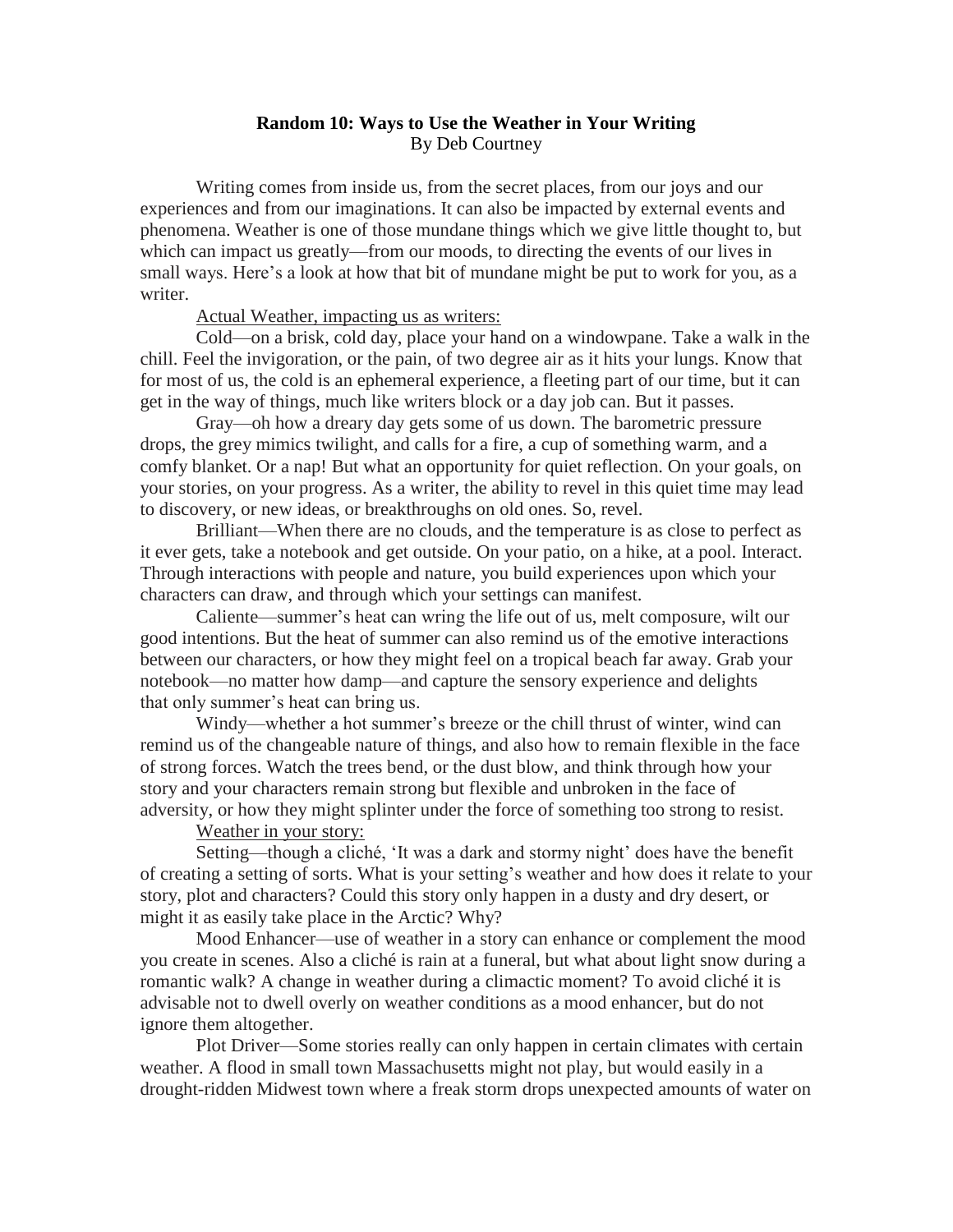**Random 10: Ways to Use the Weather in Your Writing**

By Deb Courtney

Writing comes from inside us, from the secret places, from our joys and our experiences and from our imaginations. It can also be impacted by external events and phenomena. Weather is one of those mundane things which we give little thought to, but which can impact us greatly—from our moods, to directing the events of our lives in small ways. Here's a look at how that bit of mundane might be put to work for you, as a writer.

<u>Actual Weather, impacting us as writers:</u>

Cold—on a brisk, cold day, place your hand on a windowpane. Take a walk in the chill. Feel the invigoration, or the pain, of two degree air as it hits your lungs. Know that for most of us, the cold is an ephemeral experience, a fleeting part of our time, but it can get in the way of things, much like writers block or a day job can. But it passes.

Gray—oh how a dreary day gets some of us down. The barometric pressure drops, the grey mimics twilight, and calls for a fire, a cup of something warm, and a comfy blanket. Or a nap! But what an opportunity for quiet reflection. On your goals, on your stories, on your progress. As a writer, the ability to revel in this quiet time may lead to discovery, or new ideas, or breakthroughs on old ones. So, revel.

Brilliant—When there are no clouds, and the temperature is as close to perfect as it ever gets, take a notebook and get outside. On your patio, on a hike, at a pool. Interact. Through interactions with people and nature, you build experiences upon which your characters can draw, and through which your settings can manifest.

Caliente—summer's heat can wring the life out of us, melt composure, wilt our good intentions. But the heat of summer can also remind us of the emotive interactions between our characters, or how they might feel on a tropical beach far away. Grab your notebook—no matter how damp—and capture the sensory experience and delights that only summer's heat can bring us.

Windy—whether a hot summer's breeze or the chill thrust of winter, wind can remind us of the changeable nature of things, and also how to remain flexible in the face of strong forces. Watch the trees bend, or the dust blow, and think through how your story and your characters remain strong but flexible and unbroken in the face of adversity, or how they might splinter under the force of something too strong to resist.

<u>Weather in your story:</u>

Setting—though a cliché, 'It was a dark and stormy night' does have the benefit of creating a setting of sorts. What is your setting's weather and how does it relate to your story, plot and characters? Could this story only happen in a dusty and dry desert, or might it as easily take place in the Arctic? Why?

Mood Enhancer—use of weather in a story can enhance or complement the mood you create in scenes. Also a cliché is rain at a funeral, but what about light snow during a romantic walk? A change in weather during a climactic moment? To avoid cliché it is advisable not to dwell overly on weather conditions as a mood enhancer, but do not ignore them altogether.

Plot Driver—Some stories really can only happen in certain climates with certain weather. A flood in small town Massachusetts might not play, but would easily in a drought-ridden Midwest town where a freak storm drops unexpected amounts of water on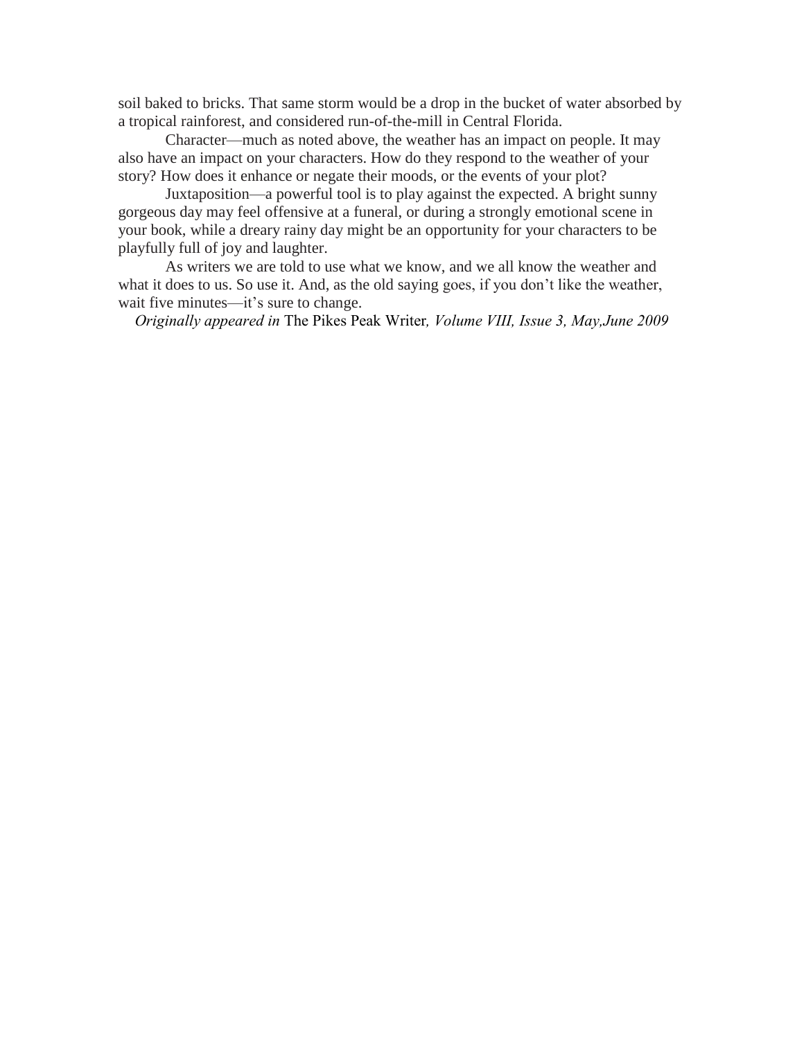soil baked to bricks. That same storm would be a drop in the bucket of water absorbed by a tropical rainforest, and considered run-of-the-mill in Central Florida.

Character—much as noted above, the weather has an impact on people. It may also have an impact on your characters. How do they respond to the weather of your story? How does it enhance or negate their moods, or the events of your plot?

Juxtaposition—a powerful tool is to play against the expected. A bright sunny gorgeous day may feel offensive at a funeral, or during a strongly emotional scene in your book, while a dreary rainy day might be an opportunity for your characters to be playfully full of joy and laughter.

As writers we are told to use what we know, and we all know the weather and what it does to us. So use it. And, as the old saying goes, if you don't like the weather, wait five minutes—it's sure to change.

*Originally appeared in* The Pikes Peak Writer*, Volume VIII, Issue 3, May,June 2009*